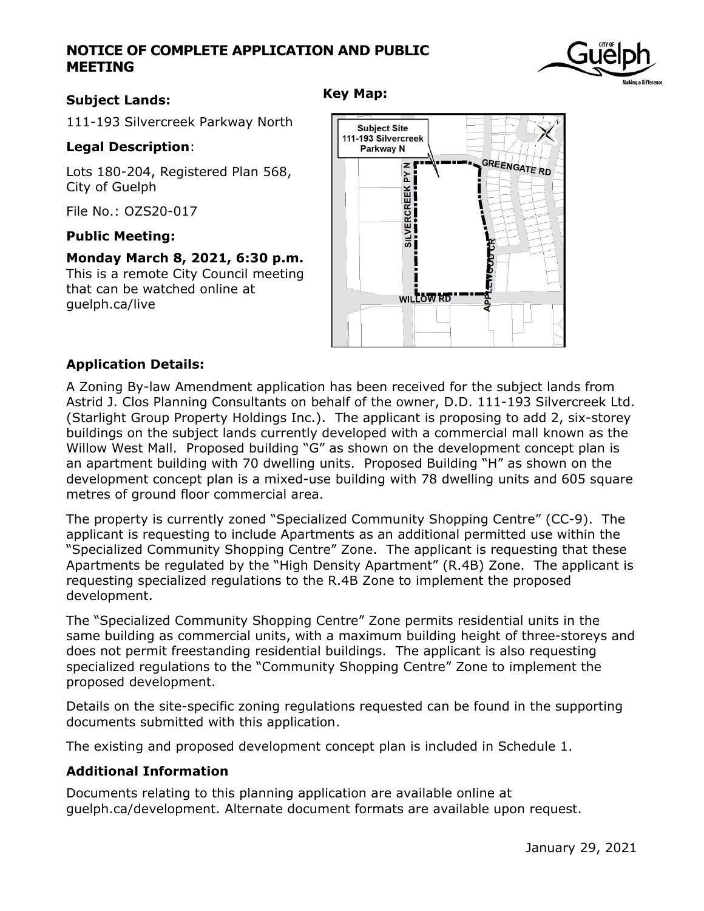# NOTICE OF COMPLETE APPLICATION AND PUBLIC MEETING

### Subject Lands:

111-193 Silvercreek Parkway North

### Legal Description:

Lots 180-204, Registered Plan 568, City of Guelph

File No.: OZS20-017

### Public Meeting:

**Monday March 8, 2021, 6:30 p.m.**
This is a remote City Council meeting that can be watched online at guelph.ca/live

### Key Map:

### Application Details:

A Zoning By-law Amendment application has been received for the subject lands from Astrid J. Clos Planning Consultants on behalf of the owner, D.D. 111-193 Silvercreek Ltd. (Starlight Group Property Holdings Inc.). The applicant is proposing to add 2, six-storey buildings on the subject lands currently developed with a commercial mall known as the Willow West Mall. Proposed building "G" as shown on the development concept plan is an apartment building with 70 dwelling units. Proposed Building "H" as shown on the development concept plan is a mixed-use building with 78 dwelling units and 605 square metres of ground floor commercial area.

The property is currently zoned "Specialized Community Shopping Centre" (CC-9). The applicant is requesting to include Apartments as an additional permitted use within the "Specialized Community Shopping Centre" Zone. The applicant is requesting that these Apartments be regulated by the "High Density Apartment" (R.4B) Zone. The applicant is requesting specialized regulations to the R.4B Zone to implement the proposed development.

The "Specialized Community Shopping Centre" Zone permits residential units in the same building as commercial units, with a maximum building height of three-storeys and does not permit freestanding residential buildings. The applicant is also requesting specialized regulations to the "Community Shopping Centre" Zone to implement the proposed development.

Details on the site-specific zoning regulations requested can be found in the supporting documents submitted with this application.

The existing and proposed development concept plan is included in Schedule 1.

### Additional Information

Documents relating to this planning application are available online at guelph.ca/development. Alternate document formats are available upon request.

January 29, 2021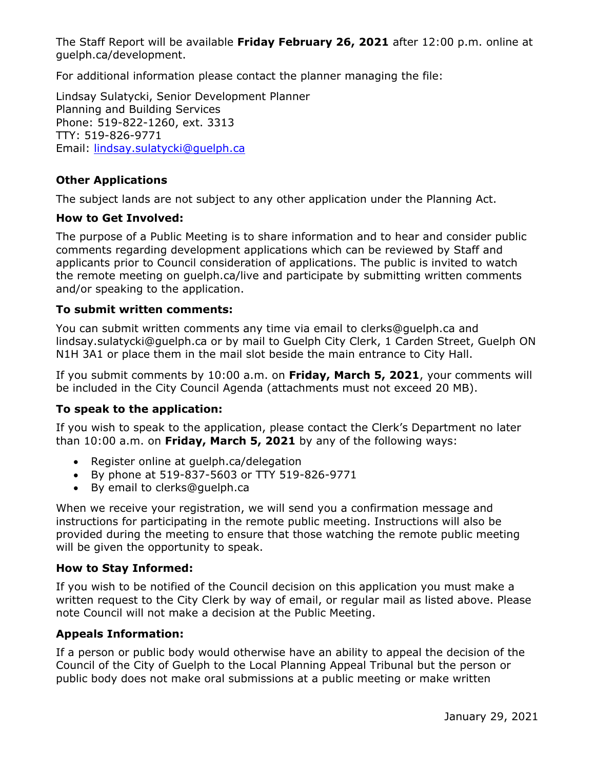The Staff Report will be available **Friday February 26, 2021** after 12:00 p.m. online at guelph.ca/development.

For additional information please contact the planner managing the file:

Lindsay Sulatycki, Senior Development Planner
Planning and Building Services
Phone: 519-822-1260, ext. 3313
TTY: 519-826-9771
Email: [lindsay.sulatycki@guelph.ca](mailto:lindsay.sulatycki@guelph.ca)

### Other Applications

The subject lands are not subject to any other application under the Planning Act.

### How to Get Involved:

The purpose of a Public Meeting is to share information and to hear and consider public comments regarding development applications which can be reviewed by Staff and applicants prior to Council consideration of applications. The public is invited to watch the remote meeting on guelph.ca/live and participate by submitting written comments and/or speaking to the application.

### To submit written comments:

You can submit written comments any time via email to clerks@guelph.ca and lindsay.sulatycki@guelph.ca or by mail to Guelph City Clerk, 1 Carden Street, Guelph ON N1H 3A1 or place them in the mail slot beside the main entrance to City Hall.

If you submit comments by 10:00 a.m. on **Friday, March 5, 2021**, your comments will be included in the City Council Agenda (attachments must not exceed 20 MB).

### To speak to the application:

If you wish to speak to the application, please contact the Clerk's Department no later than 10:00 a.m. on **Friday, March 5, 2021** by any of the following ways:

- Register online at guelph.ca/delegation
- By phone at 519-837-5603 or TTY 519-826-9771
- By email to clerks@guelph.ca

When we receive your registration, we will send you a confirmation message and instructions for participating in the remote public meeting. Instructions will also be provided during the meeting to ensure that those watching the remote public meeting will be given the opportunity to speak.

### How to Stay Informed:

If you wish to be notified of the Council decision on this application you must make a written request to the City Clerk by way of email, or regular mail as listed above. Please note Council will not make a decision at the Public Meeting.

### Appeals Information:

If a person or public body would otherwise have an ability to appeal the decision of the Council of the City of Guelph to the Local Planning Appeal Tribunal but the person or public body does not make oral submissions at a public meeting or make written

January 29, 2021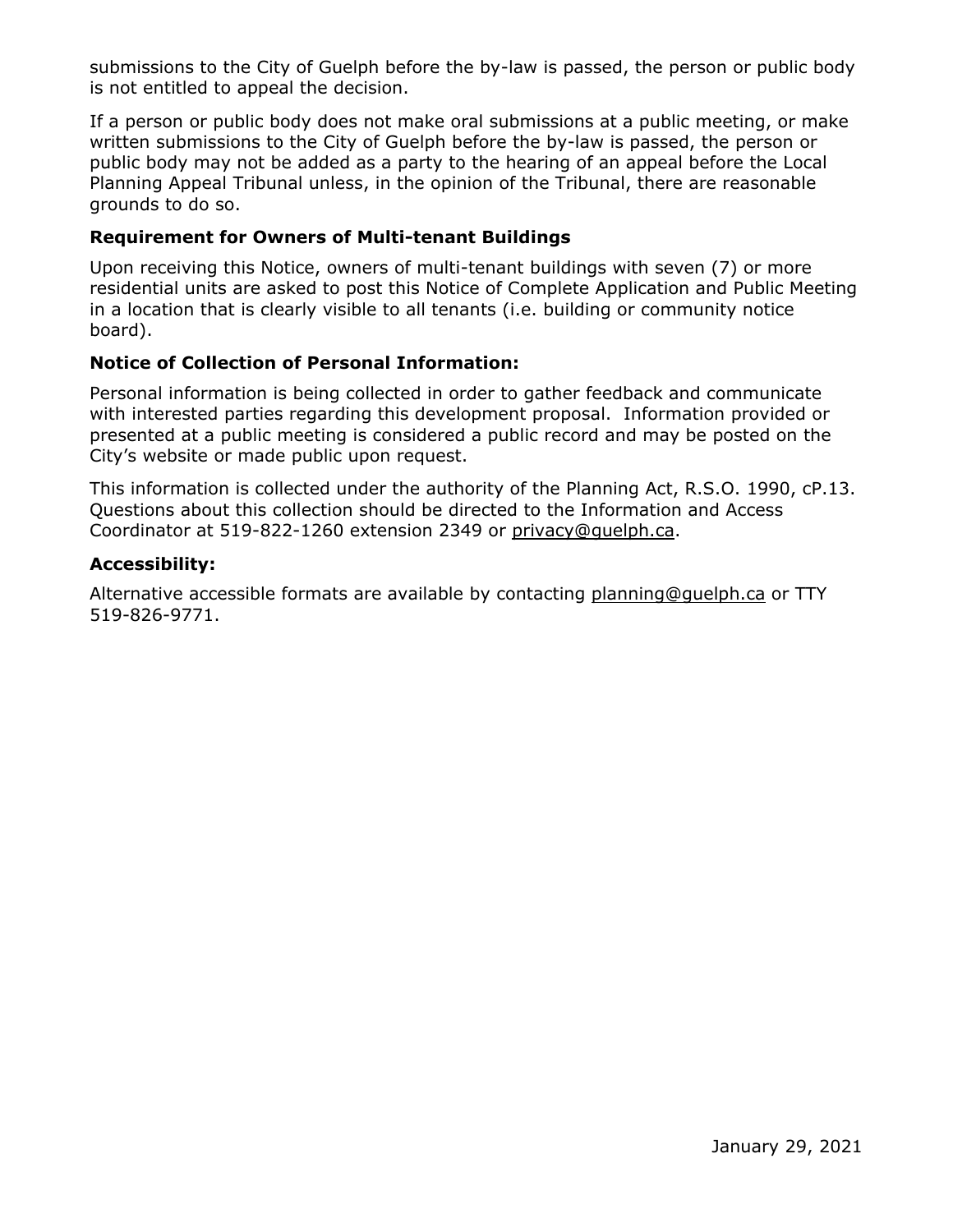submissions to the City of Guelph before the by-law is passed, the person or public body is not entitled to appeal the decision.

If a person or public body does not make oral submissions at a public meeting, or make written submissions to the City of Guelph before the by-law is passed, the person or public body may not be added as a party to the hearing of an appeal before the Local Planning Appeal Tribunal unless, in the opinion of the Tribunal, there are reasonable grounds to do so.

### Requirement for Owners of Multi-tenant Buildings

Upon receiving this Notice, owners of multi-tenant buildings with seven (7) or more residential units are asked to post this Notice of Complete Application and Public Meeting in a location that is clearly visible to all tenants (i.e. building or community notice board).

### Notice of Collection of Personal Information:

Personal information is being collected in order to gather feedback and communicate with interested parties regarding this development proposal. Information provided or presented at a public meeting is considered a public record and may be posted on the City's website or made public upon request.

This information is collected under the authority of the Planning Act, R.S.O. 1990, cP.13. Questions about this collection should be directed to the Information and Access Coordinator at 519-822-1260 extension 2349 or privacy@guelph.ca.

### Accessibility:

Alternative accessible formats are available by contacting planning@guelph.ca or TTY 519-826-9771.

January 29, 2021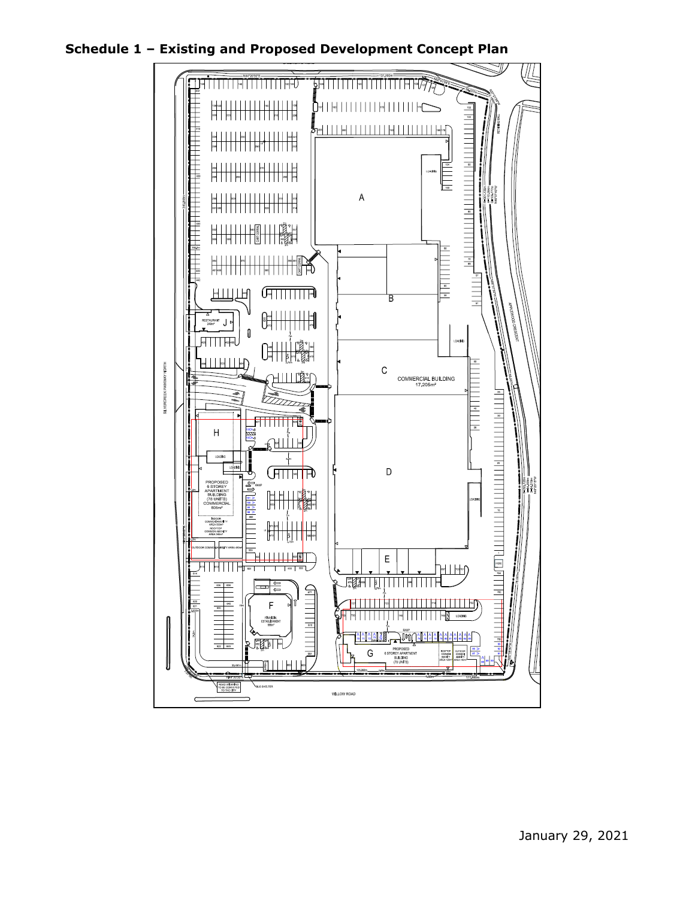# Schedule 1 – Existing and Proposed Development Concept Plan

January 29, 2021